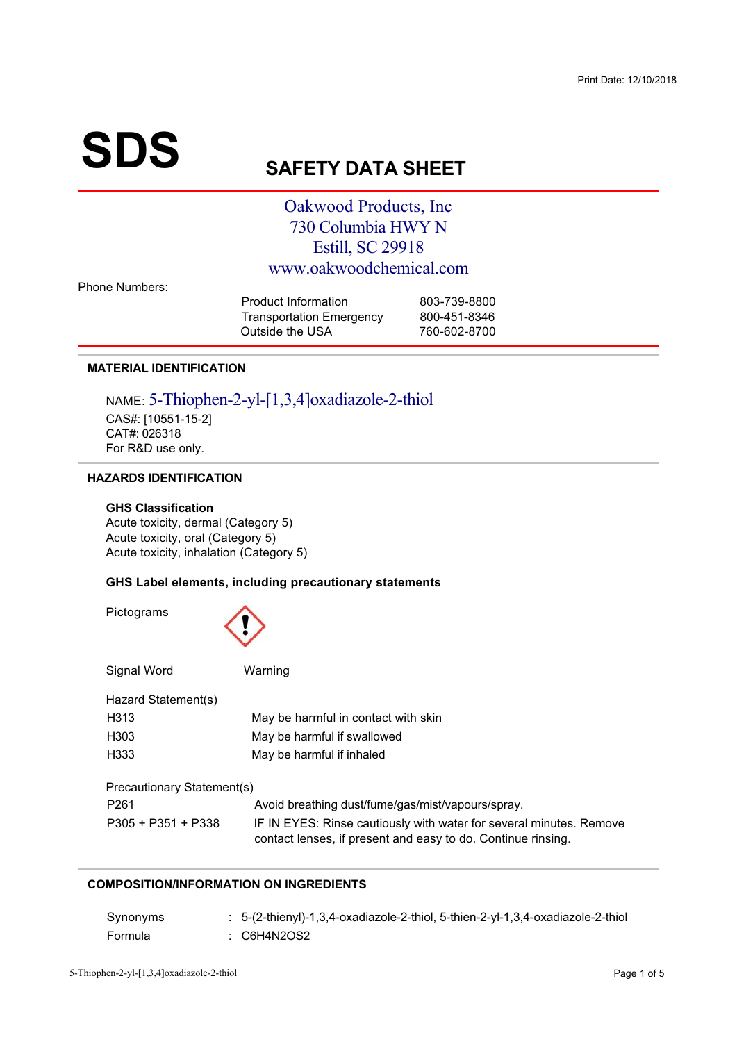Print Date: 12/10/2018

# SDS

## SAFETY DATA SHEET

Oakwood Products, Inc
730 Columbia HWY N
Estill, SC 29918
www.oakwoodchemical.com

Phone Numbers:

| | |
|---|---|
| Product Information | 803-739-8800 |
| Transportation Emergency | 800-451-8346 |
| Outside the USA | 760-602-8700 |

### MATERIAL IDENTIFICATION

NAME: 5-Thiophen-2-yl-[1,3,4]oxadiazole-2-thiol
CAS#: [10551-15-2]
CAT#: 026318
For R&D use only.

### HAZARDS IDENTIFICATION

**GHS Classification**
Acute toxicity, dermal (Category 5)
Acute toxicity, oral (Category 5)
Acute toxicity, inhalation (Category 5)

**GHS Label elements, including precautionary statements**

Pictograms

Signal Word: Warning

Hazard Statement(s)

| | |
|---|---|
| H313 | May be harmful in contact with skin |
| H303 | May be harmful if swallowed |
| H333 | May be harmful if inhaled |

Precautionary Statement(s)

| | |
|---|---|
| P261 | Avoid breathing dust/fume/gas/mist/vapours/spray. |
| P305 + P351 + P338 | IF IN EYES: Rinse cautiously with water for several minutes. Remove contact lenses, if present and easy to do. Continue rinsing. |

### COMPOSITION/INFORMATION ON INGREDIENTS

| | |
|---|---|
| Synonyms | : 5-(2-thienyl)-1,3,4-oxadiazole-2-thiol, 5-thien-2-yl-1,3,4-oxadiazole-2-thiol |
| Formula | : $C_6H_4N_2OS_2$ |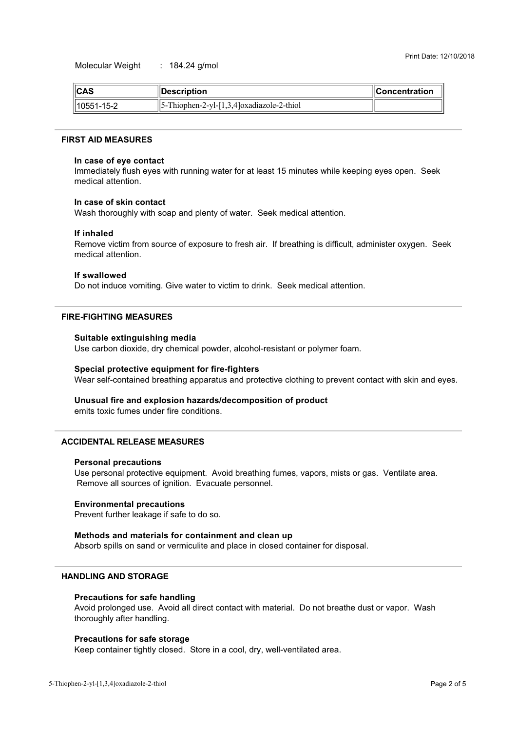Molecular Weight : 184.24 g/mol

| CAS | Description | Concentration |
|---|---|---|
| 10551-15-2 | 5-Thiophen-2-yl-[1,3,4]oxadiazole-2-thiol | |

## FIRST AID MEASURES

### In case of eye contact

Immediately flush eyes with running water for at least 15 minutes while keeping eyes open. Seek medical attention.

### In case of skin contact

Wash thoroughly with soap and plenty of water. Seek medical attention.

### If inhaled

Remove victim from source of exposure to fresh air. If breathing is difficult, administer oxygen. Seek medical attention.

### If swallowed

Do not induce vomiting. Give water to victim to drink. Seek medical attention.

## FIRE-FIGHTING MEASURES

### Suitable extinguishing media

Use carbon dioxide, dry chemical powder, alcohol-resistant or polymer foam.

### Special protective equipment for fire-fighters

Wear self-contained breathing apparatus and protective clothing to prevent contact with skin and eyes.

### Unusual fire and explosion hazards/decomposition of product

emits toxic fumes under fire conditions.

## ACCIDENTAL RELEASE MEASURES

### Personal precautions

Use personal protective equipment. Avoid breathing fumes, vapors, mists or gas. Ventilate area. Remove all sources of ignition. Evacuate personnel.

### Environmental precautions

Prevent further leakage if safe to do so.

### Methods and materials for containment and clean up

Absorb spills on sand or vermiculite and place in closed container for disposal.

## HANDLING AND STORAGE

### Precautions for safe handling

Avoid prolonged use. Avoid all direct contact with material. Do not breathe dust or vapor. Wash thoroughly after handling.

### Precautions for safe storage

Keep container tightly closed. Store in a cool, dry, well-ventilated area.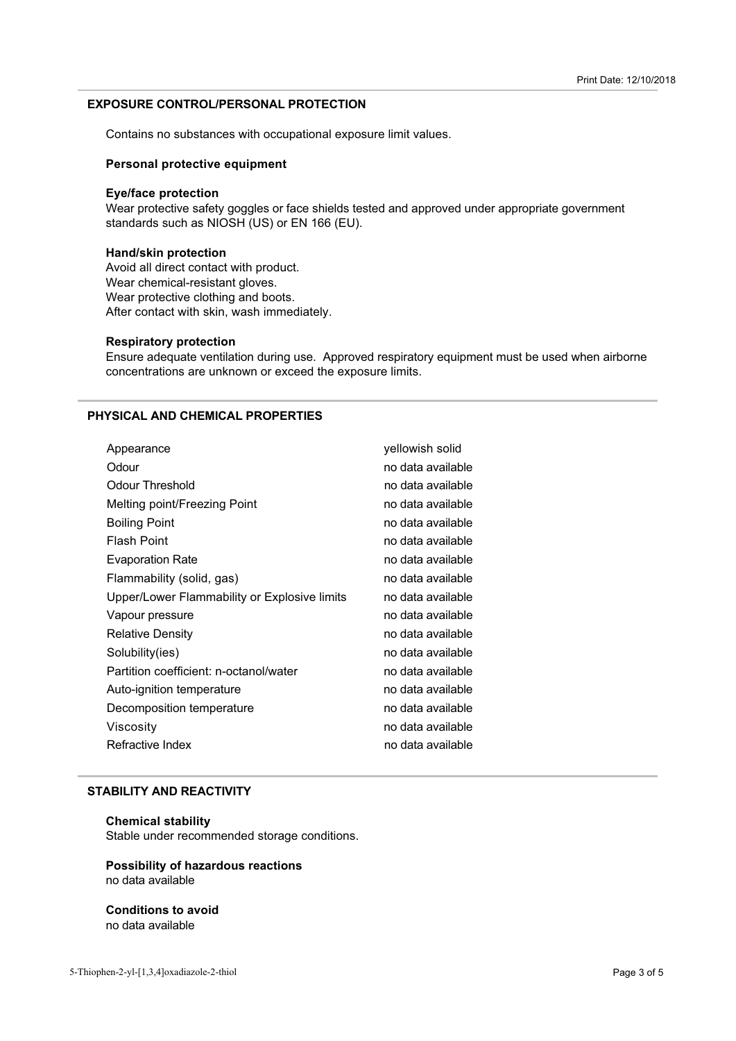## EXPOSURE CONTROL/PERSONAL PROTECTION

Contains no substances with occupational exposure limit values.

### Personal protective equipment

**Eye/face protection**
Wear protective safety goggles or face shields tested and approved under appropriate government standards such as NIOSH (US) or EN 166 (EU).

**Hand/skin protection**
Avoid all direct contact with product.
Wear chemical-resistant gloves.
Wear protective clothing and boots.
After contact with skin, wash immediately.

**Respiratory protection**
Ensure adequate ventilation during use. Approved respiratory equipment must be used when airborne concentrations are unknown or exceed the exposure limits.

## PHYSICAL AND CHEMICAL PROPERTIES

| | |
|---|---|
| Appearance | yellowish solid |
| Odour | no data available |
| Odour Threshold | no data available |
| Melting point/Freezing Point | no data available |
| Boiling Point | no data available |
| Flash Point | no data available |
| Evaporation Rate | no data available |
| Flammability (solid, gas) | no data available |
| Upper/Lower Flammability or Explosive limits | no data available |
| Vapour pressure | no data available |
| Relative Density | no data available |
| Solubility(ies) | no data available |
| Partition coefficient: n-octanol/water | no data available |
| Auto-ignition temperature | no data available |
| Decomposition temperature | no data available |
| Viscosity | no data available |
| Refractive Index | no data available |

## STABILITY AND REACTIVITY

**Chemical stability**
Stable under recommended storage conditions.

**Possibility of hazardous reactions**
no data available

**Conditions to avoid**
no data available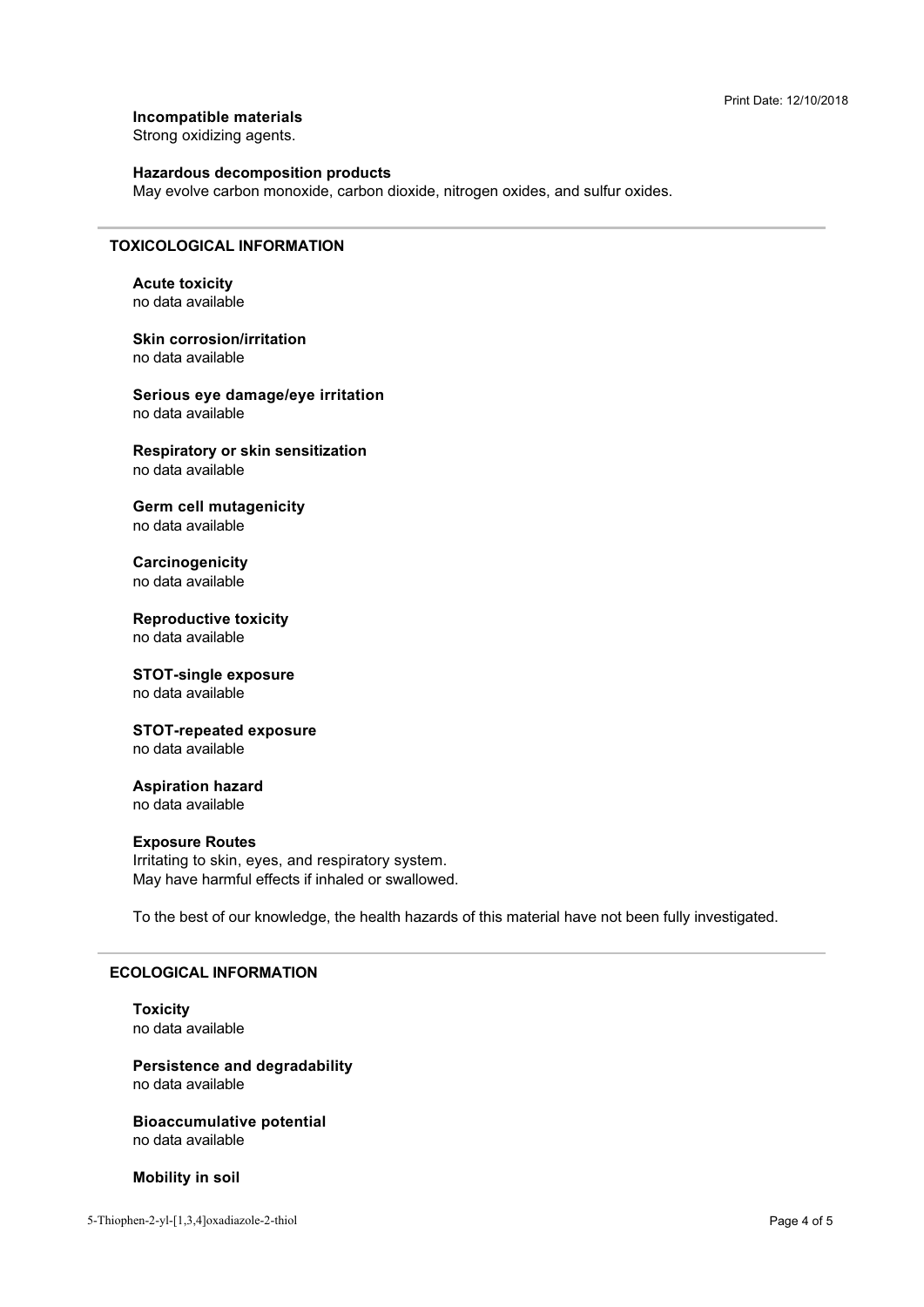### Incompatible materials

Strong oxidizing agents.

### Hazardous decomposition products

May evolve carbon monoxide, carbon dioxide, nitrogen oxides, and sulfur oxides.

## TOXICOLOGICAL INFORMATION

### Acute toxicity

no data available

### Skin corrosion/irritation

no data available

### Serious eye damage/eye irritation

no data available

### Respiratory or skin sensitization

no data available

### Germ cell mutagenicity

no data available

### Carcinogenicity

no data available

### Reproductive toxicity

no data available

### STOT-single exposure

no data available

### STOT-repeated exposure

no data available

### Aspiration hazard

no data available

### Exposure Routes

Irritating to skin, eyes, and respiratory system.
May have harmful effects if inhaled or swallowed.

To the best of our knowledge, the health hazards of this material have not been fully investigated.

## ECOLOGICAL INFORMATION

### Toxicity

no data available

### Persistence and degradability

no data available

### Bioaccumulative potential

no data available

### Mobility in soil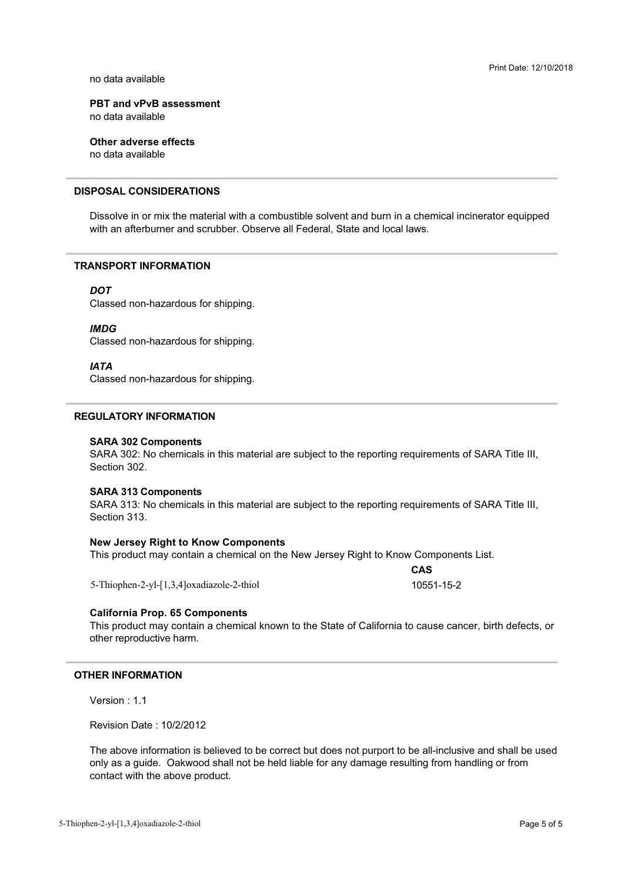no data available

**PBT and vPvB assessment**
no data available

**Other adverse effects**
no data available

## DISPOSAL CONSIDERATIONS

Dissolve in or mix the material with a combustible solvent and burn in a chemical incinerator equipped with an afterburner and scrubber. Observe all Federal, State and local laws.

## TRANSPORT INFORMATION

***DOT***
Classed non-hazardous for shipping.

***IMDG***
Classed non-hazardous for shipping.

***IATA***
Classed non-hazardous for shipping.

## REGULATORY INFORMATION

**SARA 302 Components**
SARA 302: No chemicals in this material are subject to the reporting requirements of SARA Title III, Section 302.

**SARA 313 Components**
SARA 313: No chemicals in this material are subject to the reporting requirements of SARA Title III, Section 313.

**New Jersey Right to Know Components**
This product may contain a chemical on the New Jersey Right to Know Components List.

| | CAS |
|---|---|
| 5-Thiophen-2-yl-[1,3,4]oxadiazole-2-thiol | 10551-15-2 |

**California Prop. 65 Components**
This product may contain a chemical known to the State of California to cause cancer, birth defects, or other reproductive harm.

## OTHER INFORMATION

Version : 1.1

Revision Date : 10/2/2012

The above information is believed to be correct but does not purport to be all-inclusive and shall be used only as a guide. Oakwood shall not be held liable for any damage resulting from handling or from contact with the above product.